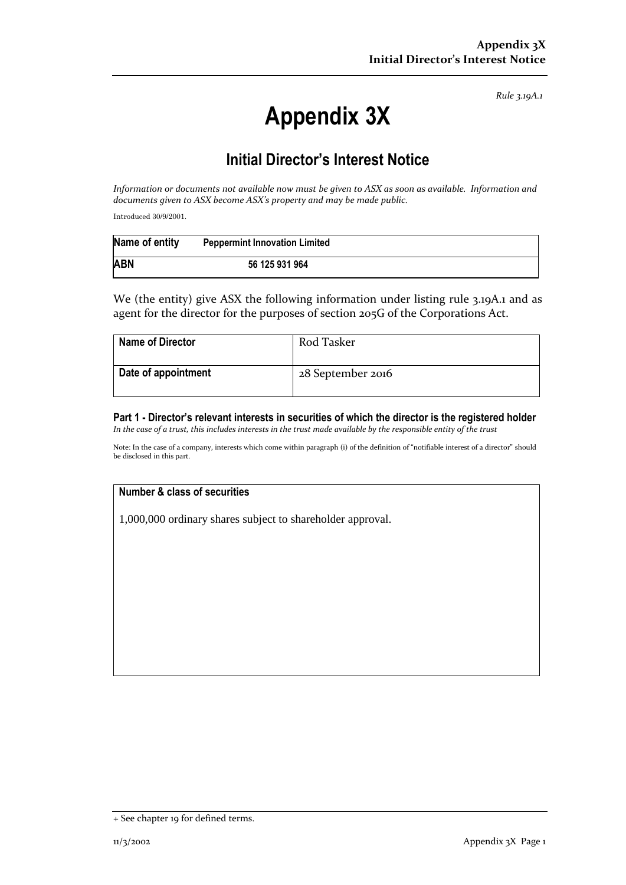*Rule 3.19A.1*

# Appendix 3X

## Initial Director's Interest Notice

*Information or documents not available now must be given to ASX as soon as available. Information and documents given to ASX become ASX's property and may be made public.*

Introduced 30/9/2001.

| **Name of entity** | **Peppermint Innovation Limited** |
|---|---|
| **ABN** | **56 125 931 964** |

We (the entity) give ASX the following information under listing rule 3.19A.1 and as agent for the director for the purposes of section 205G of the Corporations Act.

| **Name of Director** | Rod Tasker |
|---|---|
| **Date of appointment** | 28 September 2016 |

### Part 1 - Director's relevant interests in securities of which the director is the registered holder

*In the case of a trust, this includes interests in the trust made available by the responsible entity of the trust*

Note: In the case of a company, interests which come within paragraph (i) of the definition of "notifiable interest of a director" should be disclosed in this part.

| **Number & class of securities** |
|---|
| 1,000,000 ordinary shares subject to shareholder approval. |

+ See chapter 19 for defined terms.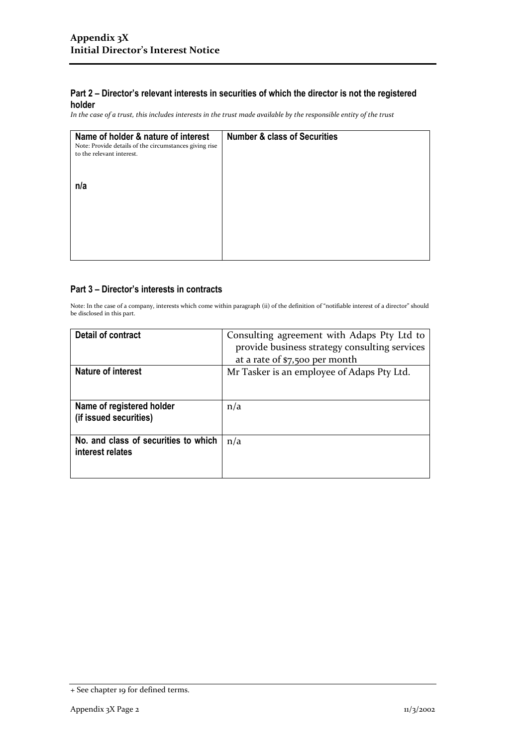## Part 2 – Director's relevant interests in securities of which the director is not the registered holder

*In the case of a trust, this includes interests in the trust made available by the responsible entity of the trust*

| **Name of holder & nature of interest**<br>Note: Provide details of the circumstances giving rise to the relevant interest. | **Number & class of Securities** |
| --- | --- |
| **n/a** | |

## Part 3 – Director's interests in contracts

Note: In the case of a company, interests which come within paragraph (ii) of the definition of "notifiable interest of a director" should be disclosed in this part.

| | |
| --- | --- |
| **Detail of contract** | Consulting agreement with Adaps Pty Ltd to provide business strategy consulting services at a rate of $7,500 per month |
| **Nature of interest** | Mr Tasker is an employee of Adaps Pty Ltd. |
| **Name of registered holder (if issued securities)** | n/a |
| **No. and class of securities to which interest relates** | n/a |

+ See chapter 19 for defined terms.